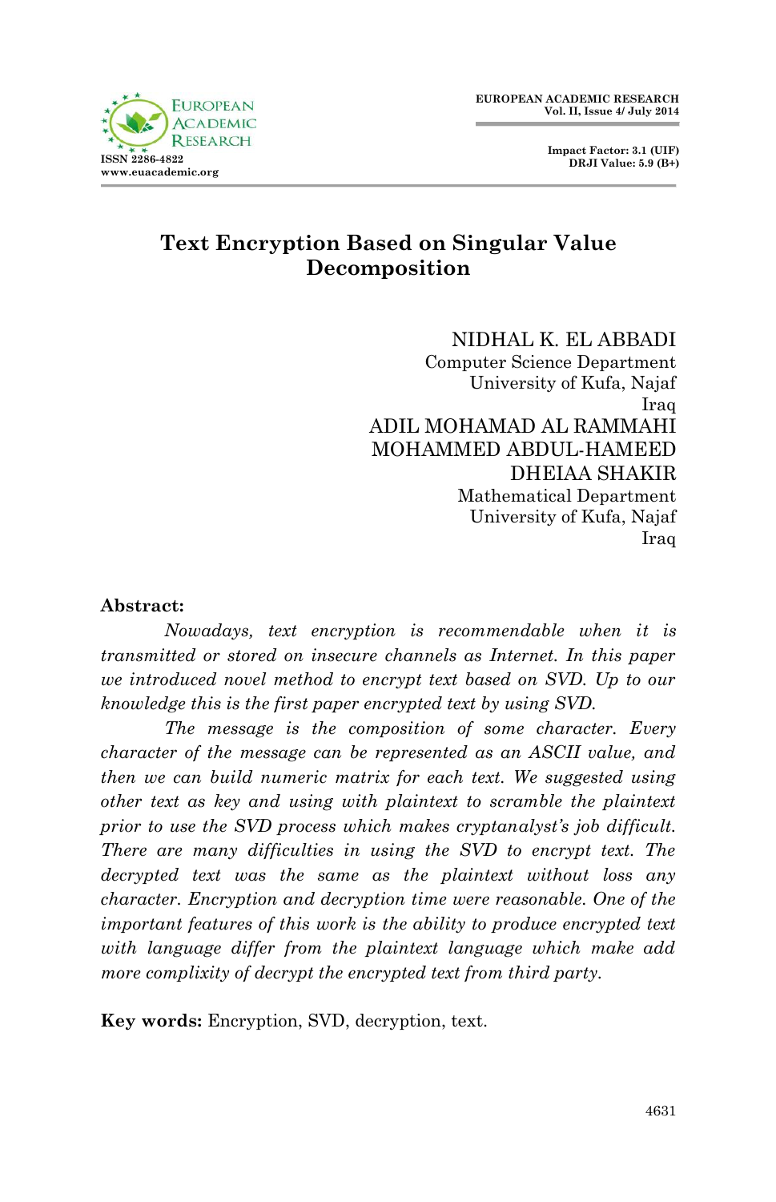# Text Encryption Based on Singular Value Decomposition

NIDHAL K. EL ABBADI
Computer Science Department
University of Kufa, Najaf
Iraq

ADIL MOHAMAD AL RAMMAHI
MOHAMMED ABDUL-HAMEED
DHEIAA SHAKIR
Mathematical Department
University of Kufa, Najaf
Iraq

**Abstract:**

*Nowadays, text encryption is recommendable when it is transmitted or stored on insecure channels as Internet. In this paper we introduced novel method to encrypt text based on SVD. Up to our knowledge this is the first paper encrypted text by using SVD.*

*The message is the composition of some character. Every character of the message can be represented as an ASCII value, and then we can build numeric matrix for each text. We suggested using other text as key and using with plaintext to scramble the plaintext prior to use the SVD process which makes cryptanalyst's job difficult. There are many difficulties in using the SVD to encrypt text. The decrypted text was the same as the plaintext without loss any character. Encryption and decryption time were reasonable. One of the important features of this work is the ability to produce encrypted text with language differ from the plaintext language which make add more complixity of decrypt the encrypted text from third party.*

**Key words:** Encryption, SVD, decryption, text.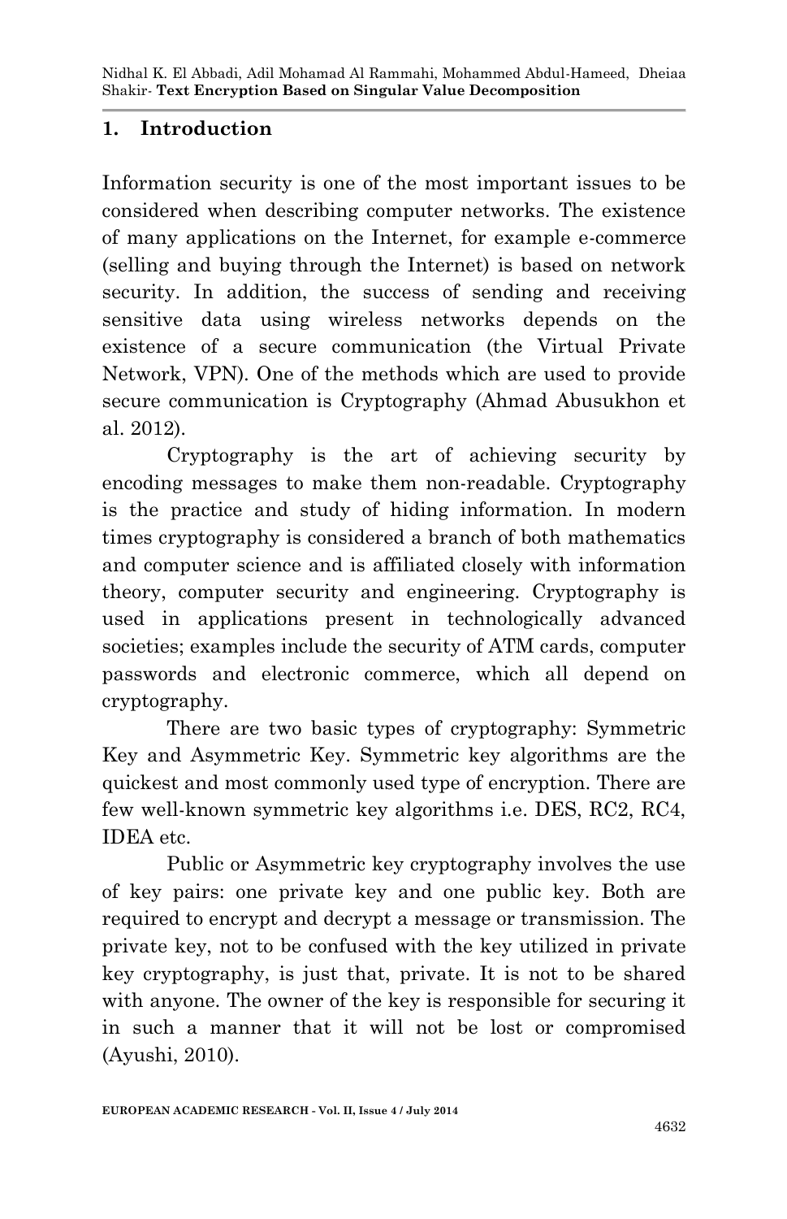## 1. Introduction

Information security is one of the most important issues to be considered when describing computer networks. The existence of many applications on the Internet, for example e-commerce (selling and buying through the Internet) is based on network security. In addition, the success of sending and receiving sensitive data using wireless networks depends on the existence of a secure communication (the Virtual Private Network, VPN). One of the methods which are used to provide secure communication is Cryptography (Ahmad Abusukhon et al. 2012).

Cryptography is the art of achieving security by encoding messages to make them non-readable. Cryptography is the practice and study of hiding information. In modern times cryptography is considered a branch of both mathematics and computer science and is affiliated closely with information theory, computer security and engineering. Cryptography is used in applications present in technologically advanced societies; examples include the security of ATM cards, computer passwords and electronic commerce, which all depend on cryptography.

There are two basic types of cryptography: Symmetric Key and Asymmetric Key. Symmetric key algorithms are the quickest and most commonly used type of encryption. There are few well-known symmetric key algorithms i.e. DES, RC2, RC4, IDEA etc.

Public or Asymmetric key cryptography involves the use of key pairs: one private key and one public key. Both are required to encrypt and decrypt a message or transmission. The private key, not to be confused with the key utilized in private key cryptography, is just that, private. It is not to be shared with anyone. The owner of the key is responsible for securing it in such a manner that it will not be lost or compromised (Ayushi, 2010).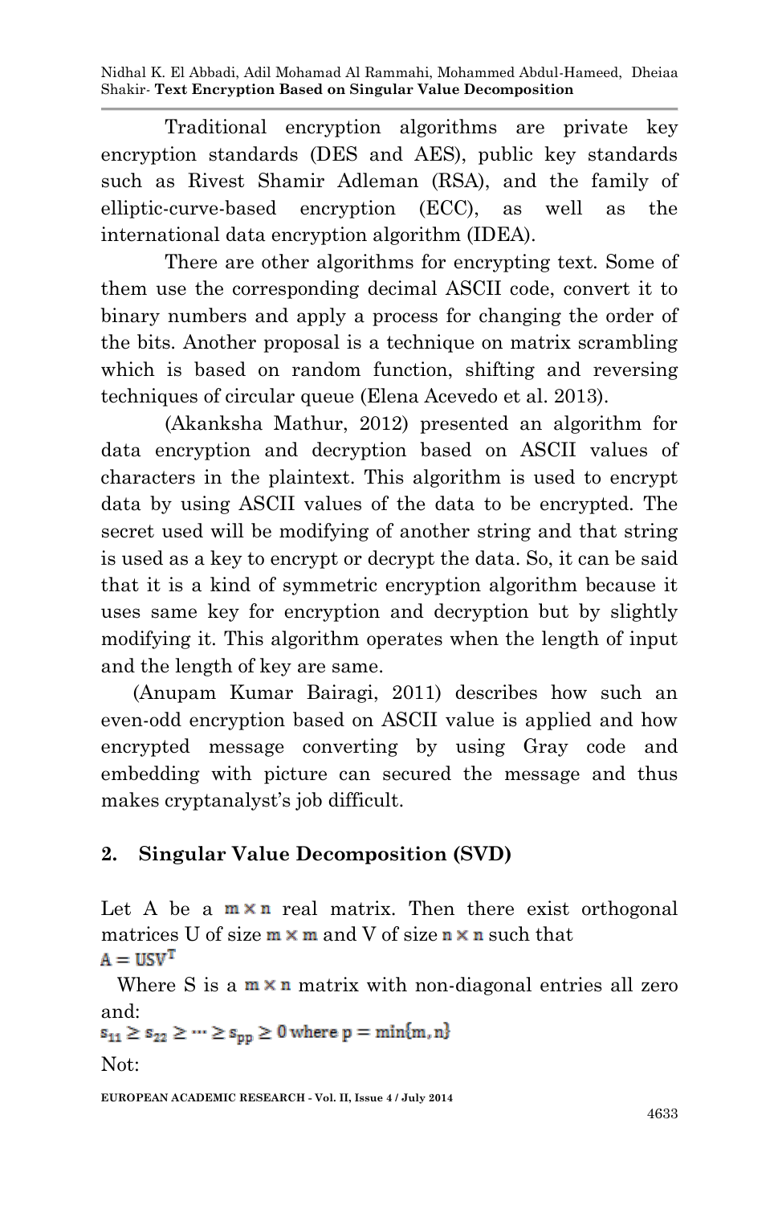Traditional encryption algorithms are private key encryption standards (DES and AES), public key standards such as Rivest Shamir Adleman (RSA), and the family of elliptic-curve-based encryption (ECC), as well as the international data encryption algorithm (IDEA).

There are other algorithms for encrypting text. Some of them use the corresponding decimal ASCII code, convert it to binary numbers and apply a process for changing the order of the bits. Another proposal is a technique on matrix scrambling which is based on random function, shifting and reversing techniques of circular queue (Elena Acevedo et al. 2013).

(Akanksha Mathur, 2012) presented an algorithm for data encryption and decryption based on ASCII values of characters in the plaintext. This algorithm is used to encrypt data by using ASCII values of the data to be encrypted. The secret used will be modifying of another string and that string is used as a key to encrypt or decrypt the data. So, it can be said that it is a kind of symmetric encryption algorithm because it uses same key for encryption and decryption but by slightly modifying it. This algorithm operates when the length of input and the length of key are same.

(Anupam Kumar Bairagi, 2011) describes how such an even-odd encryption based on ASCII value is applied and how encrypted message converting by using Gray code and embedding with picture can secured the message and thus makes cryptanalyst's job difficult.

## 2. Singular Value Decomposition (SVD)

Let A be a $m \times n$ real matrix. Then there exist orthogonal matrices U of size $m \times m$ and V of size $n \times n$ such that

$$A = USV^T$$

Where S is a $m \times n$ matrix with non-diagonal entries all zero and:

$$s_{11} \geq s_{22} \geq \cdots \geq s_{pp} \geq 0 \text{ where } p = \min\{m, n\}$$

Not: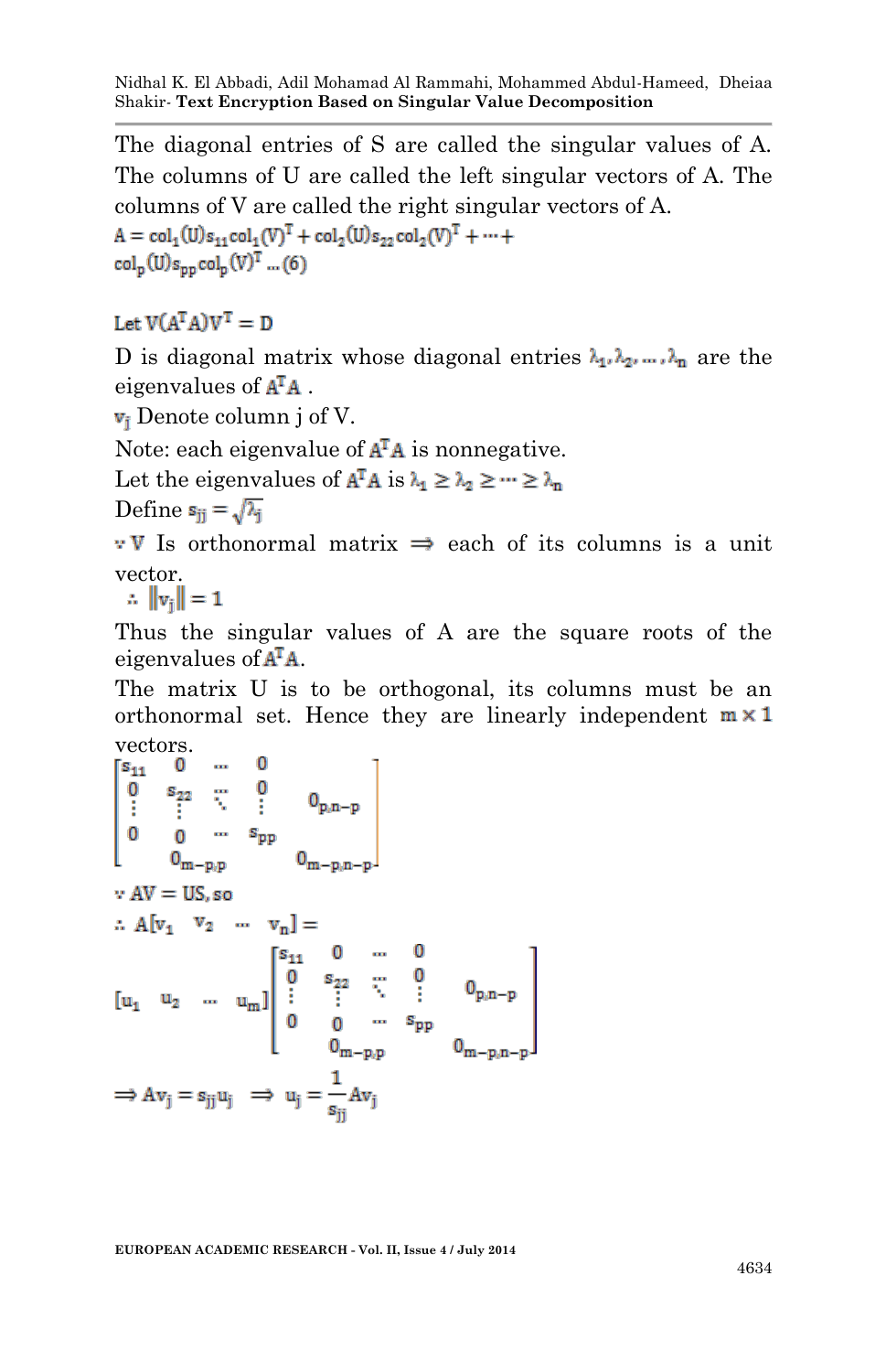The diagonal entries of S are called the singular values of A. The columns of U are called the left singular vectors of A. The columns of V are called the right singular vectors of A.

$$A = col_1(U)s_{11}col_1(V)^T + col_2(U)s_{22}col_2(V)^T + \cdots + col_p(U)s_{pp}col_p(V)^T \ldots (6)$$

Let $V(A^TA)V^T = D$

D is diagonal matrix whose diagonal entries $\lambda_1, \lambda_2, \ldots, \lambda_n$ are the eigenvalues of $A^TA$ .

$v_j$ Denote column j of V.

Note: each eigenvalue of $A^TA$ is nonnegative.

Let the eigenvalues of $A^TA$ is $\lambda_1 \geq \lambda_2 \geq \cdots \geq \lambda_n$

Define $s_{jj} = \sqrt{\lambda_j}$

$\because$ V Is orthonormal matrix $\Rightarrow$ each of its columns is a unit vector.

$\therefore \|v_j\| = 1$

Thus the singular values of A are the square roots of the eigenvalues of $A^TA$.

The matrix U is to be orthogonal, its columns must be an orthonormal set. Hence they are linearly independent $m \times 1$ vectors.

$$\begin{bmatrix} \begin{matrix} s_{11} & 0 & \cdots & 0 \\ 0 & s_{22} & \cdots & 0 \\ \vdots & \vdots & \ddots & \vdots \\ 0 & 0 & \cdots & s_{pp} \end{matrix} & 0_{p,n-p} \\ 0_{m-p,p} & 0_{m-p,n-p} \end{bmatrix}$$

$\because AV = US$, so

$\therefore A[v_1 \quad v_2 \quad \cdots \quad v_n] =$

$$[u_1 \quad u_2 \quad \cdots \quad u_m] \begin{bmatrix} \begin{matrix} s_{11} & 0 & \cdots & 0 \\ 0 & s_{22} & \cdots & 0 \\ \vdots & \vdots & \ddots & \vdots \\ 0 & 0 & \cdots & s_{pp} \end{matrix} & 0_{p,n-p} \\ 0_{m-p,p} & 0_{m-p,n-p} \end{bmatrix}$$

$$\Rightarrow Av_j = s_{jj}u_j \quad \Rightarrow \quad u_j = \frac{1}{s_{jj}}Av_j$$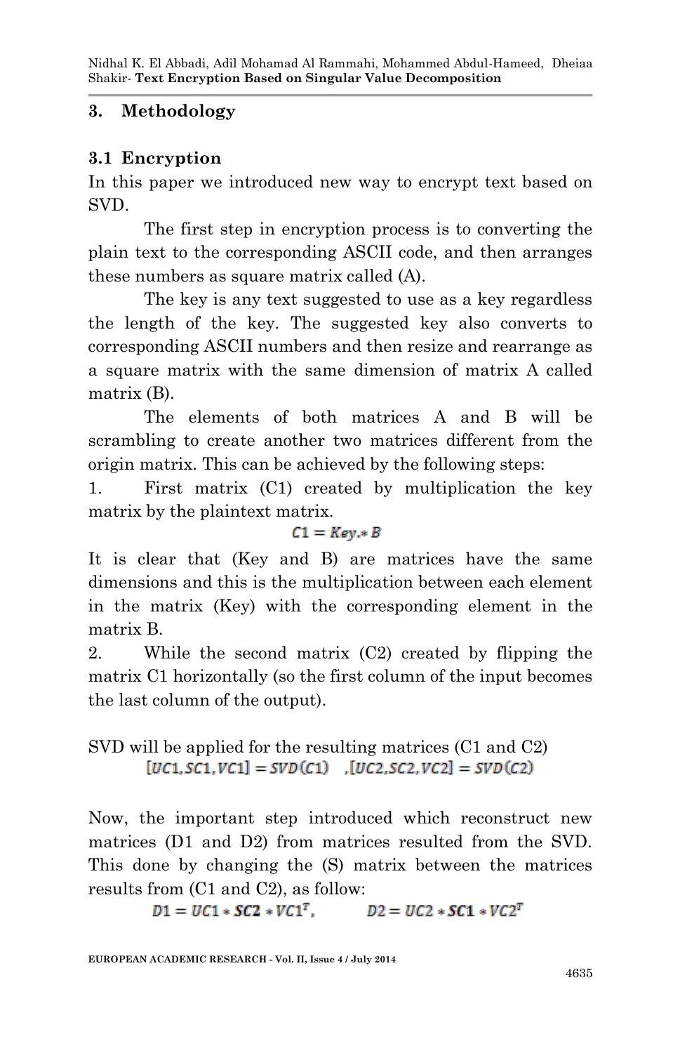## 3. Methodology

### 3.1 Encryption

In this paper we introduced new way to encrypt text based on SVD.

The first step in encryption process is to converting the plain text to the corresponding ASCII code, and then arranges these numbers as square matrix called (A).

The key is any text suggested to use as a key regardless the length of the key. The suggested key also converts to corresponding ASCII numbers and then resize and rearrange as a square matrix with the same dimension of matrix A called matrix (B).

The elements of both matrices A and B will be scrambling to create another two matrices different from the origin matrix. This can be achieved by the following steps:

1. First matrix (C1) created by multiplication the key matrix by the plaintext matrix.

$$C1 = Key.*B$$

It is clear that (Key and B) are matrices have the same dimensions and this is the multiplication between each element in the matrix (Key) with the corresponding element in the matrix B.

2. While the second matrix (C2) created by flipping the matrix C1 horizontally (so the first column of the input becomes the last column of the output).

SVD will be applied for the resulting matrices (C1 and C2)

$$[UC1, SC1, VC1] = SVD(C1) \quad ,[UC2, SC2, VC2] = SVD(C2)$$

Now, the important step introduced which reconstruct new matrices (D1 and D2) from matrices resulted from the SVD. This done by changing the (S) matrix between the matrices results from (C1 and C2), as follow:

$$D1 = UC1 * SC2 * VC1^T, \qquad D2 = UC2 * SC1 * VC2^T$$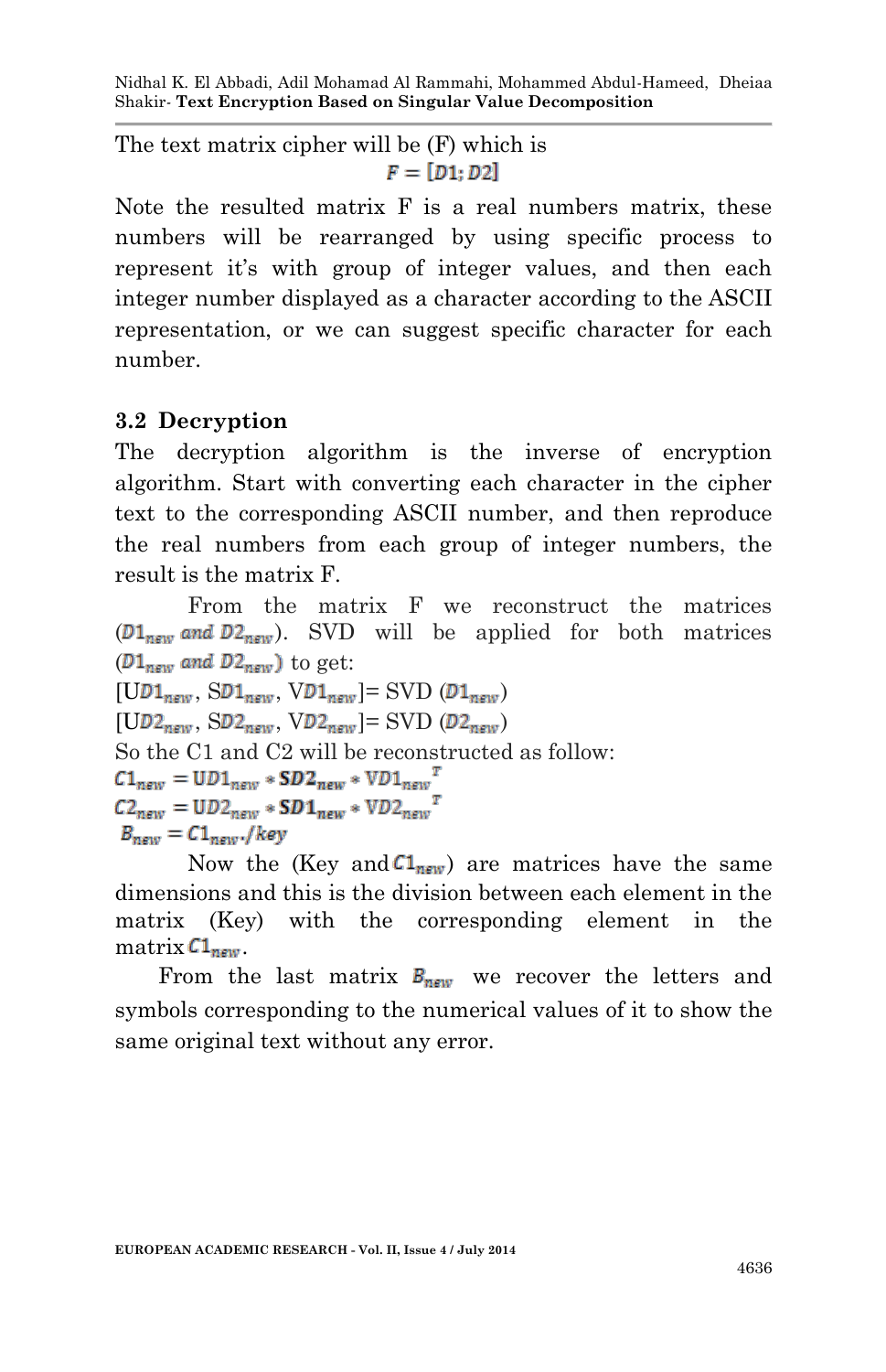The text matrix cipher will be (F) which is

$$F = [D1; D2]$$

Note the resulted matrix F is a real numbers matrix, these numbers will be rearranged by using specific process to represent it's with group of integer values, and then each integer number displayed as a character according to the ASCII representation, or we can suggest specific character for each number.

### 3.2 Decryption

The decryption algorithm is the inverse of encryption algorithm. Start with converting each character in the cipher text to the corresponding ASCII number, and then reproduce the real numbers from each group of integer numbers, the result is the matrix F.

From the matrix F we reconstruct the matrices ($D1_{new}$ *and* $D2_{new}$). SVD will be applied for both matrices ($D1_{new}$ *and* $D2_{new}$) to get:

$[UD1_{new}, SD1_{new}, VD1_{new}]$= SVD ($D1_{new}$)

$[UD2_{new}, SD2_{new}, VD2_{new}]$= SVD ($D2_{new}$)

So the C1 and C2 will be reconstructed as follow:

$$C1_{new} = UD1_{new} * SD2_{new} * VD1_{new}^T$$

$$C2_{new} = UD2_{new} * SD1_{new} * VD2_{new}^T$$

$$B_{new} = C1_{new} ./key$$

Now the (Key and $C1_{new}$) are matrices have the same dimensions and this is the division between each element in the matrix (Key) with the corresponding element in the matrix $C1_{new}$.

From the last matrix $B_{new}$ we recover the letters and symbols corresponding to the numerical values of it to show the same original text without any error.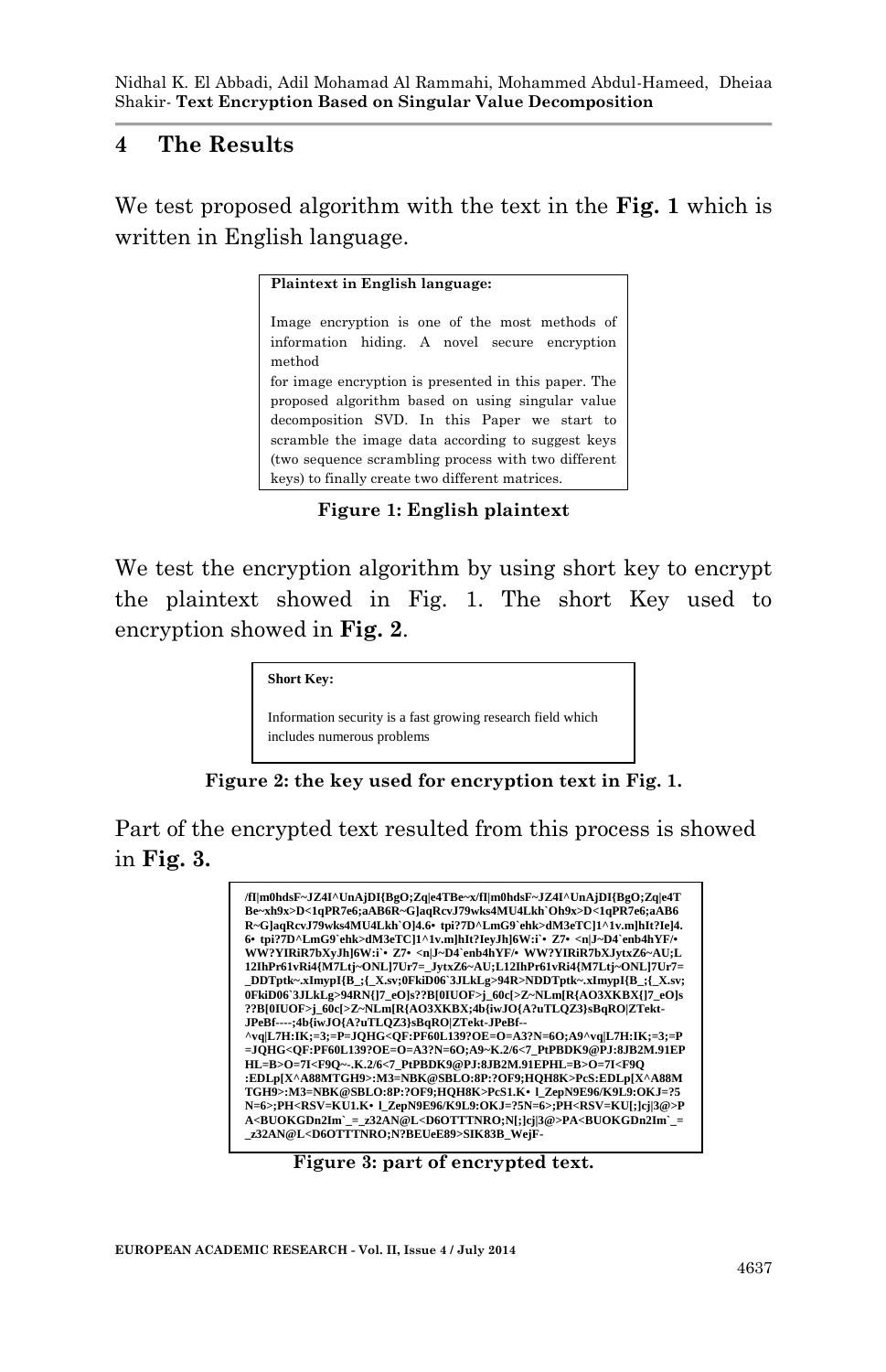## 4 The Results

We test proposed algorithm with the text in the **Fig. 1** which is written in English language.

> **Plaintext in English language:**
>
> Image encryption is one of the most methods of information hiding. A novel secure encryption method
> for image encryption is presented in this paper. The proposed algorithm based on using singular value decomposition SVD. In this Paper we start to scramble the image data according to suggest keys (two sequence scrambling process with two different keys) to finally create two different matrices.

**Figure 1: English plaintext**

We test the encryption algorithm by using short key to encrypt the plaintext showed in Fig. 1. The short Key used to encryption showed in **Fig. 2**.

> **Short Key:**
>
> Information security is a fast growing research field which includes numerous problems

**Figure 2: the key used for encryption text in Fig. 1.**

Part of the encrypted text resulted from this process is showed in **Fig. 3.**

```
/fI|m0hdsF~JZ4I^UnAjDI{BgO;Zq|e4TBe~x/fI|m0hdsF~JZ4I^UnAjDI{BgO;Zq|e4T
Be~xh9x>D<1qPR7e6;aAB6R~G]aqRcvJ79wks4MU4Lkh`Oh9x>D<1qPR7e6;aAB6
R~G]aqRcvJ79wks4MU4Lkh`O]4.6• tpi?7D^LmG9`ehk>dM3eTC]1^1v.m]hIt?Ie]4.
6• tpi?7D^LmG9`ehk>dM3eTC]1^1v.m]hIt?IeyJh]6W:i`• Z7• <n|J~D4`enb4hYF/•
WW?YIRiR7bXyJh]6W:i`• Z7• <n|J~D4`enb4hYF/• WW?YIRiR7bXJytxZ6~AU;L
12IhPr61vRi4{M7Ltj~ONL]7Ur7=_JytxZ6~AU;L12IhPr61vRi4{M7Ltj~ONL]7Ur7=
_DDTptk~.xImypI{B_;{_X.sv;0FkiD06`3JLkLg>94R>NDDTptk~.xImypI{B_;{_X.sv;
0FkiD06`3JLkLg>94RN{]7_eO]s??B[0IUOF>j_60c[>Z~NLm[R{AO3XKBX{]7_eO]s
??B[0IUOF>j_60c[>Z~NLm[R{AO3XKBX;4b{iwJO{A?uTLQZ3}sBqRO|ZTekt-
JPeBf----;4b{iwJO{A?uTLQZ3}sBqRO|ZTekt-JPeBf---
^vq|L7H:IK;=3;=P=JQHG<QF:PF60L139?OE=O=A3?N=6O;A9^vq|L7H:IK;=3;=P
=JQHG<QF:PF60L139?OE=O=A3?N=6O;A9~K.2/6<7_PtPBDK9@PJ:8JB2M.91EP
HL=B>O=7I<F9Q~-.K.2/6<7_PtPBDK9@PJ:8JB2M.91EPHL=B>O=7I<F9Q
:EDLp[X^A88MTGH9>:M3=NBK@SBLO:8P:?OF9;HQH8K>PcS:EDLp[X^A88M
TGH9>:M3=NBK@SBLO:8P:?OF9;HQH8K>PcS1.K• l_ZepN9E96/K9L9:OKJ=?5
N=6>;PH<RSV=KU1.K• l_ZepN9E96/K9L9:OKJ=?5N=6>;PH<RSV=KU[;]cj|3@>P
A<BUOKGDn2Im`_=_z32AN@L<D6OTTTNRO;N[;]cj|3@>PA<BUOKGDn2Im`_=
_z32AN@L<D6OTTTNRO;N?BEUeE89>SIK83B_WejF-
```

**Figure 3: part of encrypted text.**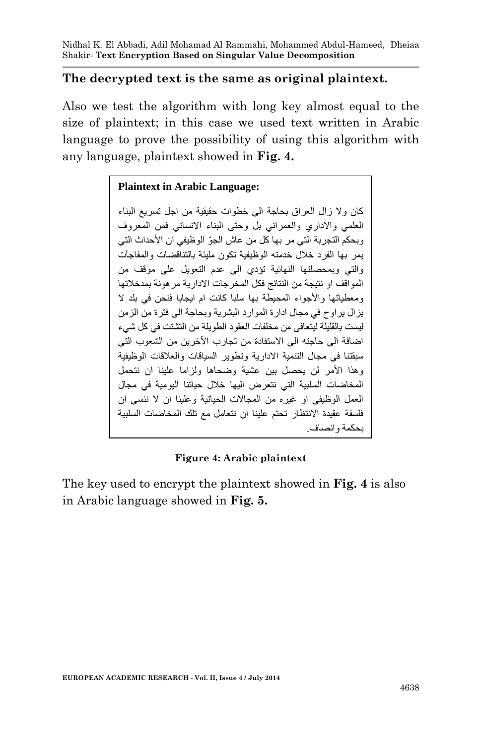**The decrypted text is the same as original plaintext.**

Also we test the algorithm with long key almost equal to the size of plaintext; in this case we used text written in Arabic language to prove the possibility of using this algorithm with any language, plaintext showed in **Fig. 4.**

**Plaintext in Arabic Language:**

كان ولا زال العراق بحاجة الى خطوات حقيقية من اجل تسريع البناء العلمي والاداري والعمراني بل وحتى البناء الانساني فمن المعروف وبحكم التجربة التي مر بها كل من عاش الجوّ الوظيفي ان الأحداث التي يمر بها الفرد خلال خدمته الوظيفية تكون مليئة بالتناقضات والمفاجآت والتي وبمحصلتها النهائية تؤدي الى عدم التعويل على موقف من المواقف او نتيجة من النتائج فكل المخرجات الادارية مرهونة بمدخلاتها ومعطياتها والأجواء المحيطة بها سلبا كانت ام ايجابا فنحن في بلد لا يزال يراوح في مجال ادارة الموارد البشرية وبحاجة الى فترة من الزمن ليست بالقليلة ليتعافى من مخلفات العقود الطويلة من التشتت في كل شيء اضافة الى حاجته الى الاستفادة من تجارب الآخرين من الشعوب التي سبقتنا في مجال التنمية الادارية وتطوير السياقات والعلاقات الوظيفية وهذا الأمر لن يحصل بين عشية وضحاها ولزاما علينا ان نتحمل المخاضات السلبية التي نتعرض اليها خلال حياتنا اليومية في مجال العمل الوظيفي او غيره من المجالات الحياتية وعلينا ان لا ننسى ان فلسفة عقيدة الانتظار تحتم علينا ان نتعامل مع تلك المخاضات السلبية بحكمة وانصاف.

**Figure 4: Arabic plaintext**

The key used to encrypt the plaintext showed in **Fig. 4** is also in Arabic language showed in **Fig. 5.**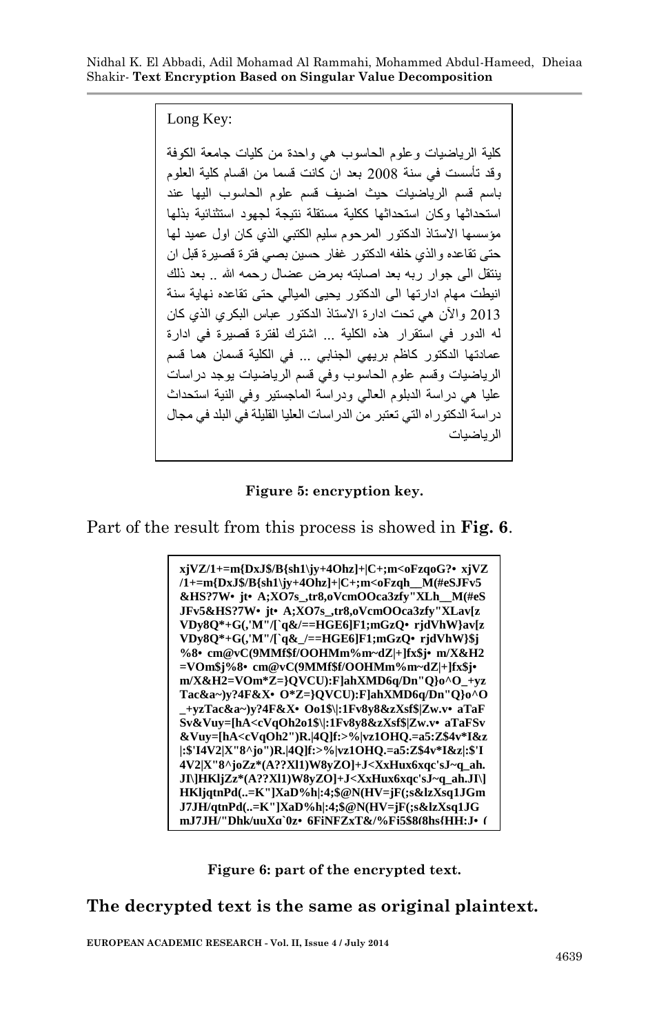Long Key:

كلية الرياضيات وعلوم الحاسوب هي واحدة من كليات جامعة الكوفة وقد تأسست في سنة 2008 بعد ان كانت قسما من اقسام كلية العلوم باسم قسم الرياضيات حيث اضيف قسم علوم الحاسوب اليها عند استحداثها وكان استحداثها ككلية مستقلة نتيجة لجهود استثنائية بذلها مؤسسها الاستاذ الدكتور المرحوم سليم الكتبي الذي كان اول عميد لها حتى تقاعده والذي خلفه الدكتور غفار حسين بصي فترة قصيرة قبل ان ينتقل الى جوار ربه بعد اصابته بمرض عضال رحمه الله .. بعد ذلك انيطت مهام ادارتها الى الدكتور يحيى الميالي حتى تقاعده نهاية سنة 2013 والآن هي تحت ادارة الاستاذ الدكتور عباس البكري الذي كان له الدور في استقرار هذه الكلية ... اشترك لفترة قصيرة في ادارة عمادتها الدكتور كاظم بريهي الجنابي ... في الكلية قسمان هما قسم الرياضيات وقسم علوم الحاسوب وفي قسم الرياضيات يوجد دراسات عليا هي دراسة الدبلوم العالي ودراسة الماجستير وفي النية استحداث دراسة الدكتوراه التي تعتبر من الدراسات العليا القليلة في البلد في مجال الرياضيات

**Figure 5: encryption key.**

Part of the result from this process is showed in **Fig. 6**.

```
xjVZ/1+=m{DxJ$/B{sh1\jy+4Ohz]+|C+;m<oFzqoG?• xjVZ
/1+=m{DxJ$/B{sh1\jy+4Ohz]+|C+;m<oFzqh__M(#eSJFv5
&HS?7W• jt• A;XO7s_,tr8,oVcmOOca3zfy"XLh__M(#eS
JFv5&HS?7W• jt• A;XO7s_,tr8,oVcmOOca3zfy"XLav[z
VDy8Q*+G(,'M"/[`q&/==HGE6]F1;mGzQ• rjdVhW}av[z
VDy8Q*+G(,'M"/[`q&_/==HGE6]F1;mGzQ• rjdVhW}$j
%8• cm@vC(9MMf$f/OOHMm%m~dZ|+]fx$j• m/X&H2
=VOm$j%8• cm@vC(9MMf$f/OOHMm%m~dZ|+]fx$j•
m/X&H2=VOm*Z=}QVCU):F]ahXMD6q/Dn"Q}o^O_+yz
Tac&a~)y?4F&X• O*Z=}QVCU):F]ahXMD6q/Dn"Q}o^O
_+yzTac&a~)y?4F&X• Oo1$\|:1Fv8y8&zXsf$|Zw.v• aTaF
Sv&Vuy=[hA<cVqOh2o1$\|:1Fv8y8&zXsf$|Zw.v• aTaFSv
&Vuy=[hA<cVqOh2")R.|4Q]f:>%|vz1OHQ.=a5:Z$4v*I&z
|:$'I4V2|X"8^jo")R.|4Q]f:>%|vz1OHQ.=a5:Z$4v*I&z|:$'I
4V2|X"8^joZz*(A??Xl1)W8yZO]+J<XxHux6xqc'sJ~q_ah.
JI\]HKljZz*(A??Xl1)W8yZO]+J<XxHux6xqc'sJ~q_ah.JI\]
HKljqtnPd(..=K"]XaD%h|:4;$@N(HV=jF(;s&lzXsq1JGm
J7JH/qtnPd(..=K"]XaD%h|:4;$@N(HV=jF(;s&lzXsq1JG
mJ7JH/"Dhk/uuXq`0z• 6FiNFZxT&/%Fi5$8(8hs{HH:J• (
```

**Figure 6: part of the encrypted text.**

## The decrypted text is the same as original plaintext.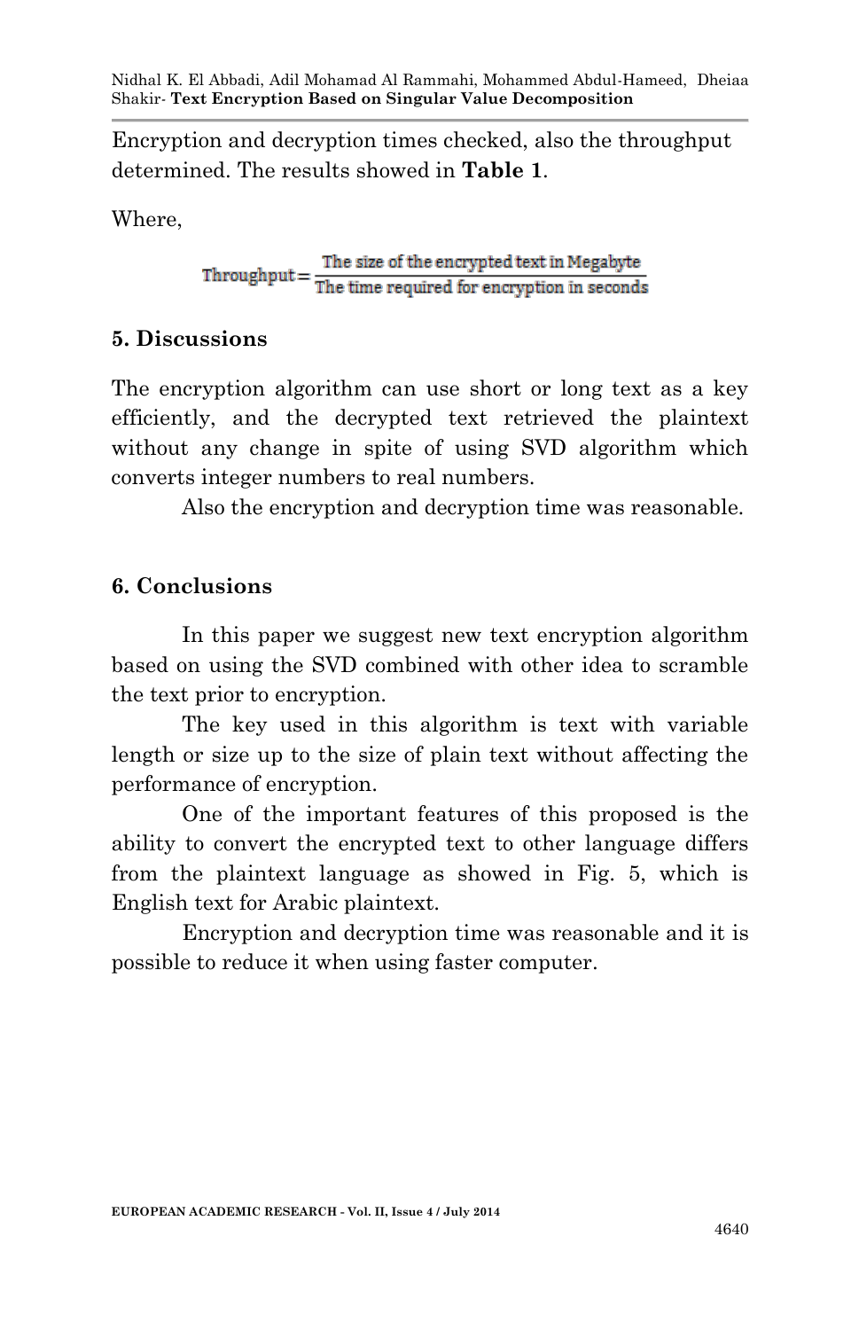Encryption and decryption times checked, also the throughput determined. The results showed in **Table 1**.

Where,

$$\text{Throughput} = \frac{\text{The size of the encrypted text in Megabyte}}{\text{The time required for encryption in seconds}}$$

## 5. Discussions

The encryption algorithm can use short or long text as a key efficiently, and the decrypted text retrieved the plaintext without any change in spite of using SVD algorithm which converts integer numbers to real numbers.

Also the encryption and decryption time was reasonable.

## 6. Conclusions

In this paper we suggest new text encryption algorithm based on using the SVD combined with other idea to scramble the text prior to encryption.

The key used in this algorithm is text with variable length or size up to the size of plain text without affecting the performance of encryption.

One of the important features of this proposed is the ability to convert the encrypted text to other language differs from the plaintext language as showed in Fig. 5, which is English text for Arabic plaintext.

Encryption and decryption time was reasonable and it is possible to reduce it when using faster computer.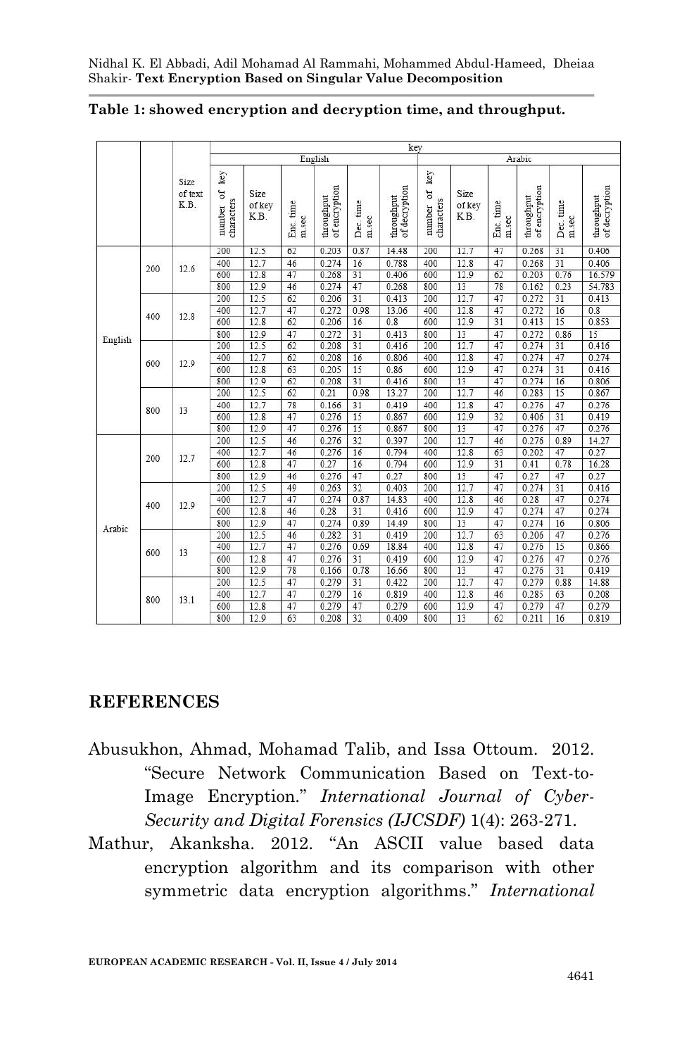**Table 1: showed encryption and decryption time, and throughput.**

| | | | key | | | | | | | | | | | |
|---|---|---|---|---|---|---|---|---|---|---|---|---|---|---|
| | | | English | | | | | | Arabic | | | | | |
| | | Size of text K.B. | number of key characters | Size of key K.B. | Enc. time m.sec | throughput of encryption | Dec. time m.sec | throughput of decryption | number of key characters | Size of key K.B. | Enc. time m.sec | throughput of encryption | Dec. time m.sec | throughput of decryption |
| English | 200 | 12.6 | 200 | 12.5 | 62 | 0.203 | 0.87 | 14.48 | 200 | 12.7 | 47 | 0.268 | 31 | 0.406 |
| | | | 400 | 12.7 | 46 | 0.274 | 16 | 0.788 | 400 | 12.8 | 47 | 0.268 | 31 | 0.406 |
| | | | 600 | 12.8 | 47 | 0.268 | 31 | 0.406 | 600 | 12.9 | 62 | 0.203 | 0.76 | 16.579 |
| | | | 800 | 12.9 | 46 | 0.274 | 47 | 0.268 | 800 | 13 | 78 | 0.162 | 0.23 | 54.783 |
| | 400 | 12.8 | 200 | 12.5 | 62 | 0.206 | 31 | 0.413 | 200 | 12.7 | 47 | 0.272 | 31 | 0.413 |
| | | | 400 | 12.7 | 47 | 0.272 | 0.98 | 13.06 | 400 | 12.8 | 47 | 0.272 | 16 | 0.8 |
| | | | 600 | 12.8 | 62 | 0.206 | 16 | 0.8 | 600 | 12.9 | 31 | 0.413 | 15 | 0.853 |
| | | | 800 | 12.9 | 47 | 0.272 | 31 | 0.413 | 800 | 13 | 47 | 0.272 | 0.86 | 15 |
| | 600 | 12.9 | 200 | 12.5 | 62 | 0.208 | 31 | 0.416 | 200 | 12.7 | 47 | 0.274 | 31 | 0.416 |
| | | | 400 | 12.7 | 62 | 0.208 | 16 | 0.806 | 400 | 12.8 | 47 | 0.274 | 47 | 0.274 |
| | | | 600 | 12.8 | 63 | 0.205 | 15 | 0.86 | 600 | 12.9 | 47 | 0.274 | 31 | 0.416 |
| | | | 800 | 12.9 | 62 | 0.208 | 31 | 0.416 | 800 | 13 | 47 | 0.274 | 16 | 0.806 |
| | 800 | 13 | 200 | 12.5 | 62 | 0.21 | 0.98 | 13.27 | 200 | 12.7 | 46 | 0.283 | 15 | 0.867 |
| | | | 400 | 12.7 | 78 | 0.166 | 31 | 0.419 | 400 | 12.8 | 47 | 0.276 | 47 | 0.276 |
| | | | 600 | 12.8 | 47 | 0.276 | 15 | 0.867 | 600 | 12.9 | 32 | 0.406 | 31 | 0.419 |
| | | | 800 | 12.9 | 47 | 0.276 | 15 | 0.867 | 800 | 13 | 47 | 0.276 | 47 | 0.276 |
| Arabic | 200 | 12.7 | 200 | 12.5 | 46 | 0.276 | 32 | 0.397 | 200 | 12.7 | 46 | 0.276 | 0.89 | 14.27 |
| | | | 400 | 12.7 | 46 | 0.276 | 16 | 0.794 | 400 | 12.8 | 63 | 0.202 | 47 | 0.27 |
| | | | 600 | 12.8 | 47 | 0.27 | 16 | 0.794 | 600 | 12.9 | 31 | 0.41 | 0.78 | 16.28 |
| | | | 800 | 12.9 | 46 | 0.276 | 47 | 0.27 | 800 | 13 | 47 | 0.27 | 47 | 0.27 |
| | 400 | 12.9 | 200 | 12.5 | 49 | 0.263 | 32 | 0.403 | 200 | 12.7 | 47 | 0.274 | 31 | 0.416 |
| | | | 400 | 12.7 | 47 | 0.274 | 0.87 | 14.83 | 400 | 12.8 | 46 | 0.28 | 47 | 0.274 |
| | | | 600 | 12.8 | 46 | 0.28 | 31 | 0.416 | 600 | 12.9 | 47 | 0.274 | 47 | 0.274 |
| | | | 800 | 12.9 | 47 | 0.274 | 0.89 | 14.49 | 800 | 13 | 47 | 0.274 | 16 | 0.806 |
| | 600 | 13 | 200 | 12.5 | 46 | 0.282 | 31 | 0.419 | 200 | 12.7 | 63 | 0.206 | 47 | 0.276 |
| | | | 400 | 12.7 | 47 | 0.276 | 0.69 | 18.84 | 400 | 12.8 | 47 | 0.276 | 15 | 0.866 |
| | | | 600 | 12.8 | 47 | 0.276 | 31 | 0.419 | 600 | 12.9 | 47 | 0.276 | 47 | 0.276 |
| | | | 800 | 12.9 | 78 | 0.166 | 0.78 | 16.66 | 800 | 13 | 47 | 0.276 | 31 | 0.419 |
| | 800 | 13.1 | 200 | 12.5 | 47 | 0.279 | 31 | 0.422 | 200 | 12.7 | 47 | 0.279 | 0.88 | 14.88 |
| | | | 400 | 12.7 | 47 | 0.279 | 16 | 0.819 | 400 | 12.8 | 46 | 0.285 | 63 | 0.208 |
| | | | 600 | 12.8 | 47 | 0.279 | 47 | 0.279 | 600 | 12.9 | 47 | 0.279 | 47 | 0.279 |
| | | | 800 | 12.9 | 63 | 0.208 | 32 | 0.409 | 800 | 13 | 62 | 0.211 | 16 | 0.819 |

## REFERENCES

Abusukhon, Ahmad, Mohamad Talib, and Issa Ottoum. 2012. "Secure Network Communication Based on Text-to-Image Encryption." *International Journal of Cyber-Security and Digital Forensics (IJCSDF)* 1(4): 263-271.

Mathur, Akanksha. 2012. "An ASCII value based data encryption algorithm and its comparison with other symmetric data encryption algorithms." *International*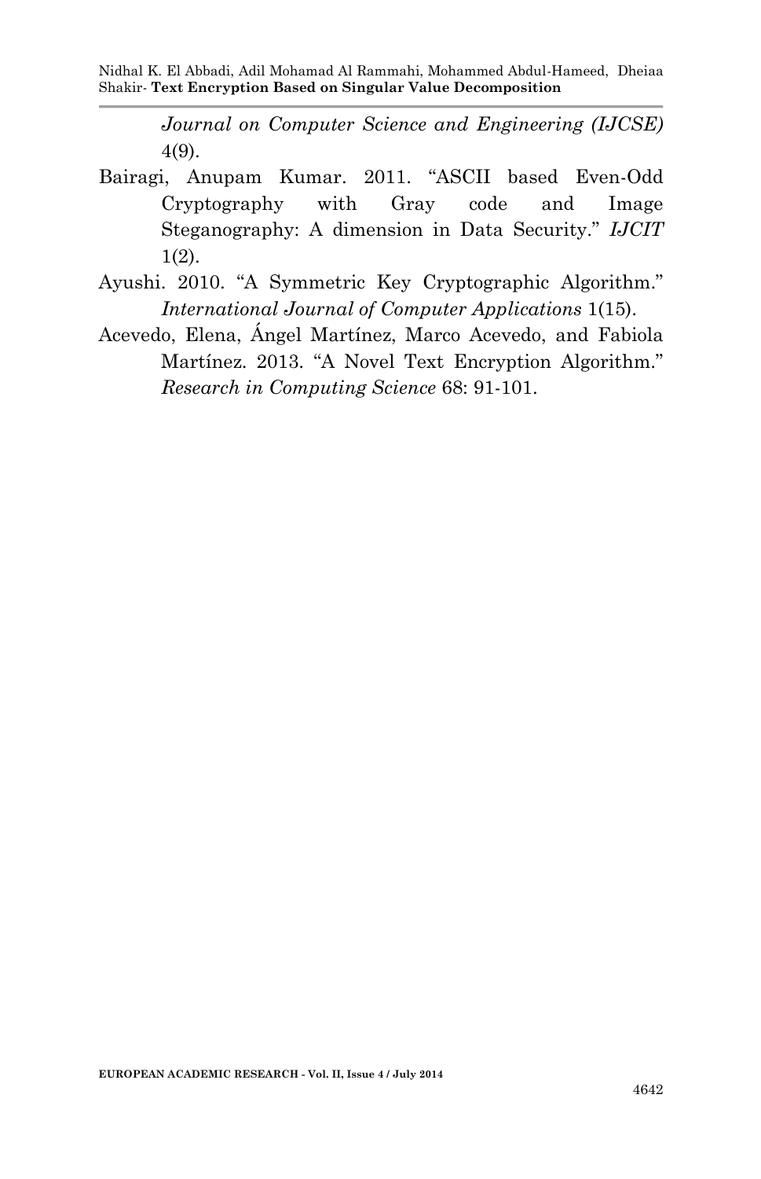*Journal on Computer Science and Engineering (IJCSE)* 4(9).

Bairagi, Anupam Kumar. 2011. "ASCII based Even-Odd Cryptography with Gray code and Image Steganography: A dimension in Data Security." *IJCIT* 1(2).

Ayushi. 2010. "A Symmetric Key Cryptographic Algorithm." *International Journal of Computer Applications* 1(15).

Acevedo, Elena, Ángel Martínez, Marco Acevedo, and Fabiola Martínez. 2013. "A Novel Text Encryption Algorithm." *Research in Computing Science* 68: 91-101.